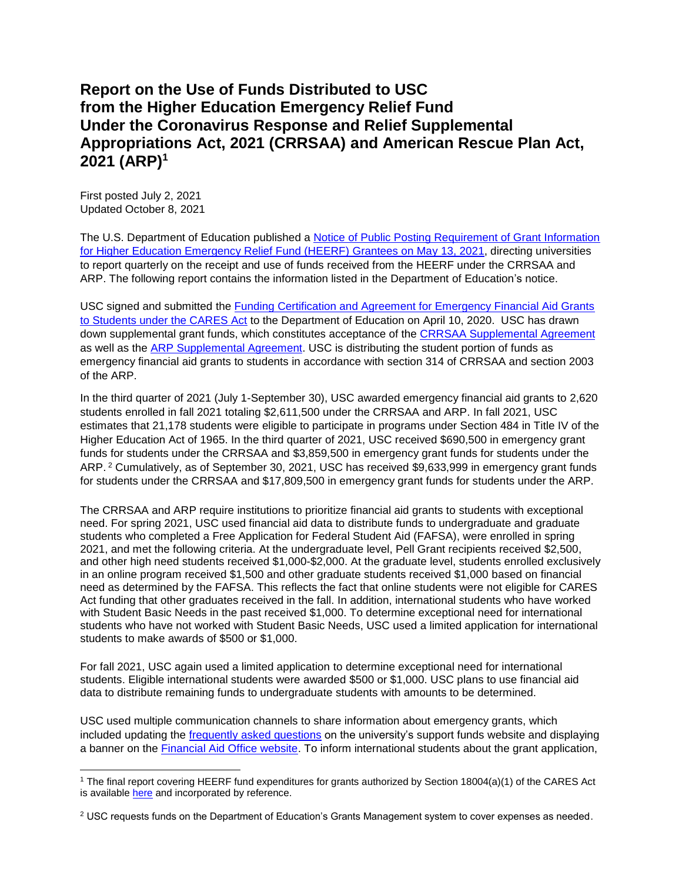# Report on the Use of Funds Distributed to USC from the Higher Education Emergency Relief Fund Under the Coronavirus Response and Relief Supplemental Appropriations Act, 2021 (CRRSAA) and American Rescue Plan Act, 2021 (ARP)[1]

First posted July 2, 2021
Updated October 8, 2021

The U.S. Department of Education published a Notice of Public Posting Requirement of Grant Information for Higher Education Emergency Relief Fund (HEERF) Grantees on May 13, 2021, directing universities to report quarterly on the receipt and use of funds received from the HEERF under the CRRSAA and ARP. The following report contains the information listed in the Department of Education's notice.

USC signed and submitted the Funding Certification and Agreement for Emergency Financial Aid Grants to Students under the CARES Act to the Department of Education on April 10, 2020. USC has drawn down supplemental grant funds, which constitutes acceptance of the CRRSAA Supplemental Agreement as well as the ARP Supplemental Agreement. USC is distributing the student portion of funds as emergency financial aid grants to students in accordance with section 314 of CRRSAA and section 2003 of the ARP.

In the third quarter of 2021 (July 1-September 30), USC awarded emergency financial aid grants to 2,620 students enrolled in fall 2021 totaling $2,611,500 under the CRRSAA and ARP. In fall 2021, USC estimates that 21,178 students were eligible to participate in programs under Section 484 in Title IV of the Higher Education Act of 1965. In the third quarter of 2021, USC received $690,500 in emergency grant funds for students under the CRRSAA and $3,859,500 in emergency grant funds for students under the ARP.[2] Cumulatively, as of September 30, 2021, USC has received $9,633,999 in emergency grant funds for students under the CRRSAA and $17,809,500 in emergency grant funds for students under the ARP.

The CRRSAA and ARP require institutions to prioritize financial aid grants to students with exceptional need. For spring 2021, USC used financial aid data to distribute funds to undergraduate and graduate students who completed a Free Application for Federal Student Aid (FAFSA), were enrolled in spring 2021, and met the following criteria. At the undergraduate level, Pell Grant recipients received $2,500, and other high need students received $1,000-$2,000. At the graduate level, students enrolled exclusively in an online program received $1,500 and other graduate students received $1,000 based on financial need as determined by the FAFSA. This reflects the fact that online students were not eligible for CARES Act funding that other graduates received in the fall. In addition, international students who have worked with Student Basic Needs in the past received $1,000. To determine exceptional need for international students who have not worked with Student Basic Needs, USC used a limited application for international students to make awards of $500 or $1,000.

For fall 2021, USC again used a limited application to determine exceptional need for international students. Eligible international students were awarded $500 or $1,000. USC plans to use financial aid data to distribute remaining funds to undergraduate students with amounts to be determined.

USC used multiple communication channels to share information about emergency grants, which included updating the frequently asked questions on the university's support funds website and displaying a banner on the Financial Aid Office website. To inform international students about the grant application,

---

[1] The final report covering HEERF fund expenditures for grants authorized by Section 18004(a)(1) of the CARES Act is available here and incorporated by reference.

[2] USC requests funds on the Department of Education's Grants Management system to cover expenses as needed.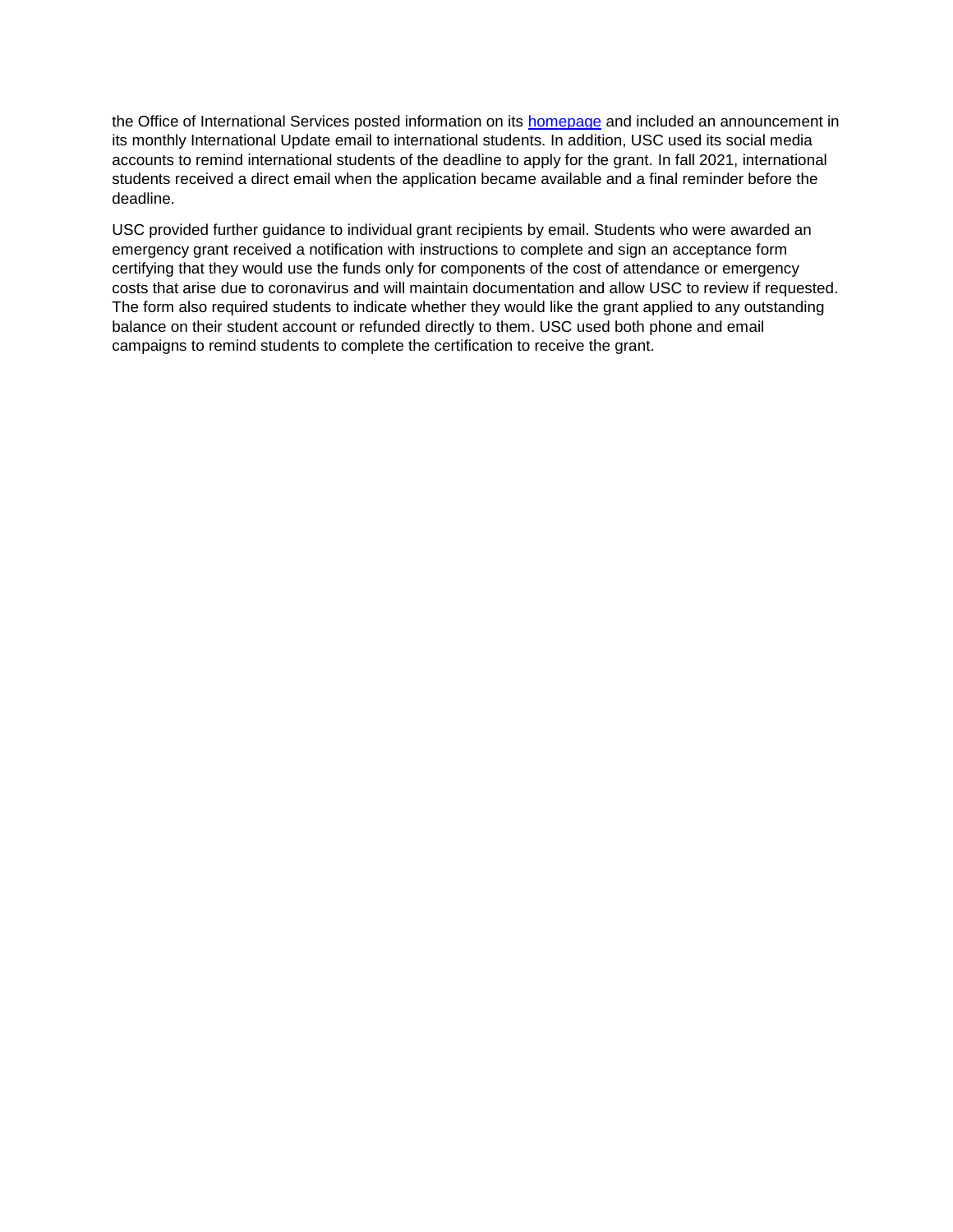the Office of International Services posted information on its homepage and included an announcement in its monthly International Update email to international students. In addition, USC used its social media accounts to remind international students of the deadline to apply for the grant. In fall 2021, international students received a direct email when the application became available and a final reminder before the deadline.

USC provided further guidance to individual grant recipients by email. Students who were awarded an emergency grant received a notification with instructions to complete and sign an acceptance form certifying that they would use the funds only for components of the cost of attendance or emergency costs that arise due to coronavirus and will maintain documentation and allow USC to review if requested. The form also required students to indicate whether they would like the grant applied to any outstanding balance on their student account or refunded directly to them. USC used both phone and email campaigns to remind students to complete the certification to receive the grant.